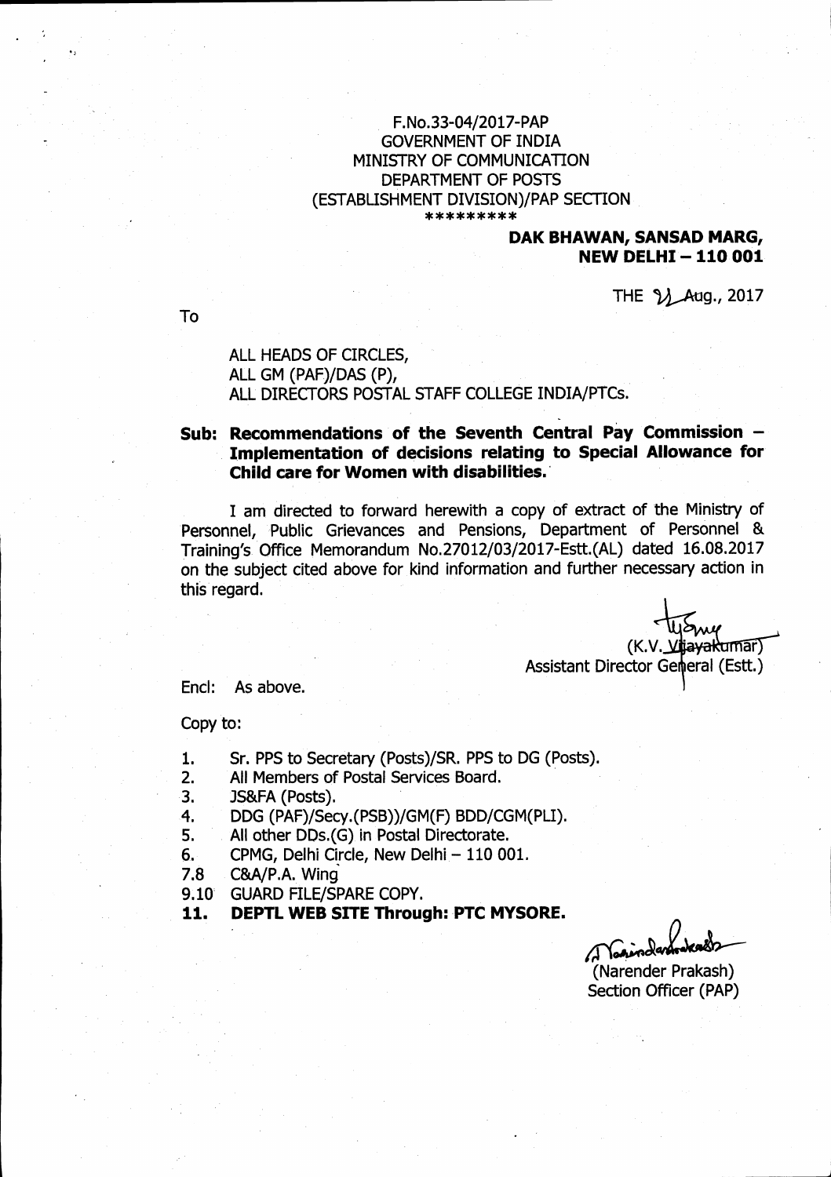F.No.33-04/2017-PAP
GOVERNMENT OF INDIA
MINISTRY OF COMMUNICATION
DEPARTMENT OF POSTS
(ESTABLISHMENT DIVISION)/PAP SECTION
*********

**DAK BHAWAN, SANSAD MARG,**
**NEW DELHI – 110 001**

THE 21 Aug., 2017

To

ALL HEADS OF CIRCLES,
ALL GM (PAF)/DAS (P),
ALL DIRECTORS POSTAL STAFF COLLEGE INDIA/PTCs.

**Sub: Recommendations of the Seventh Central Pay Commission – Implementation of decisions relating to Special Allowance for Child care for Women with disabilities.**

I am directed to forward herewith a copy of extract of the Ministry of Personnel, Public Grievances and Pensions, Department of Personnel & Training's Office Memorandum No.27012/03/2017-Estt.(AL) dated 16.08.2017 on the subject cited above for kind information and further necessary action in this regard.

(K.V. Vijayakumar)
Assistant Director General (Estt.)

Encl: As above.

Copy to:

1. Sr. PPS to Secretary (Posts)/SR. PPS to DG (Posts).
2. All Members of Postal Services Board.
3. JS&FA (Posts).
4. DDG (PAF)/Secy.(PSB))/GM(F) BDD/CGM(PLI).
5. All other DDs.(G) in Postal Directorate.
6. CPMG, Delhi Circle, New Delhi – 110 001.

7.8 C&A/P.A. Wing

9.10 GUARD FILE/SPARE COPY.

**11. DEPTL WEB SITE Through: PTC MYSORE.**

(Narender Prakash)
Section Officer (PAP)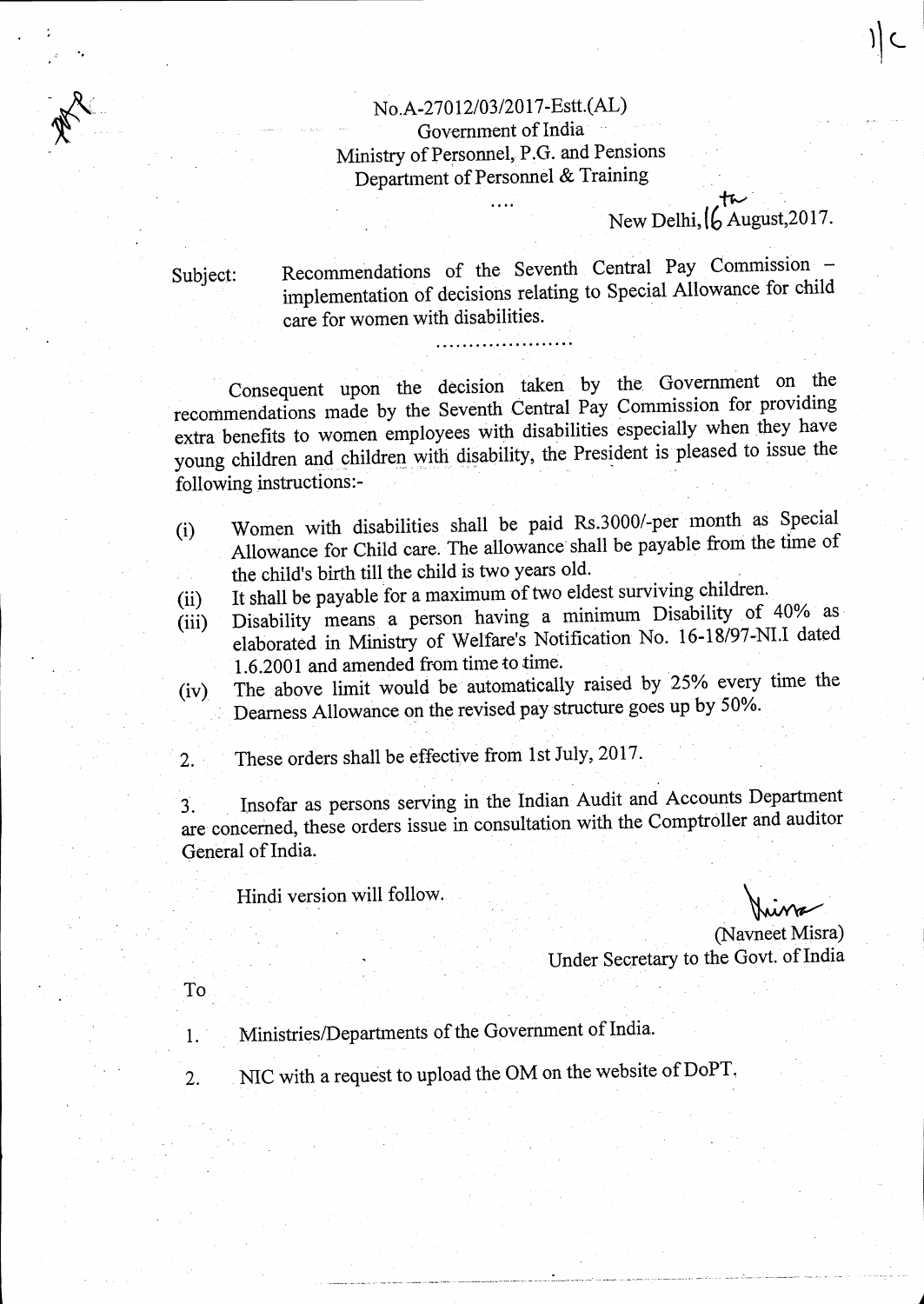No.A-27012/03/2017-Estt.(AL)
Government of India
Ministry of Personnel, P.G. and Pensions
Department of Personnel & Training

....

New Delhi, 16th August,2017.

Subject: Recommendations of the Seventh Central Pay Commission – implementation of decisions relating to Special Allowance for child care for women with disabilities.

....................

Consequent upon the decision taken by the Government on the recommendations made by the Seventh Central Pay Commission for providing extra benefits to women employees with disabilities especially when they have young children and children with disability, the President is pleased to issue the following instructions:-

(i) Women with disabilities shall be paid Rs.3000/-per month as Special Allowance for Child care. The allowance shall be payable from the time of the child's birth till the child is two years old.

(ii) It shall be payable for a maximum of two eldest surviving children.

(iii) Disability means a person having a minimum Disability of 40% as elaborated in Ministry of Welfare's Notification No. 16-18/97-NI.I dated 1.6.2001 and amended from time to time.

(iv) The above limit would be automatically raised by 25% every time the Dearness Allowance on the revised pay structure goes up by 50%.

2. These orders shall be effective from 1st July, 2017.

3. Insofar as persons serving in the Indian Audit and Accounts Department are concerned, these orders issue in consultation with the Comptroller and auditor General of India.

Hindi version will follow.

(Navneet Misra)
Under Secretary to the Govt. of India

To

1. Ministries/Departments of the Government of India.
2. NIC with a request to upload the OM on the website of DoPT.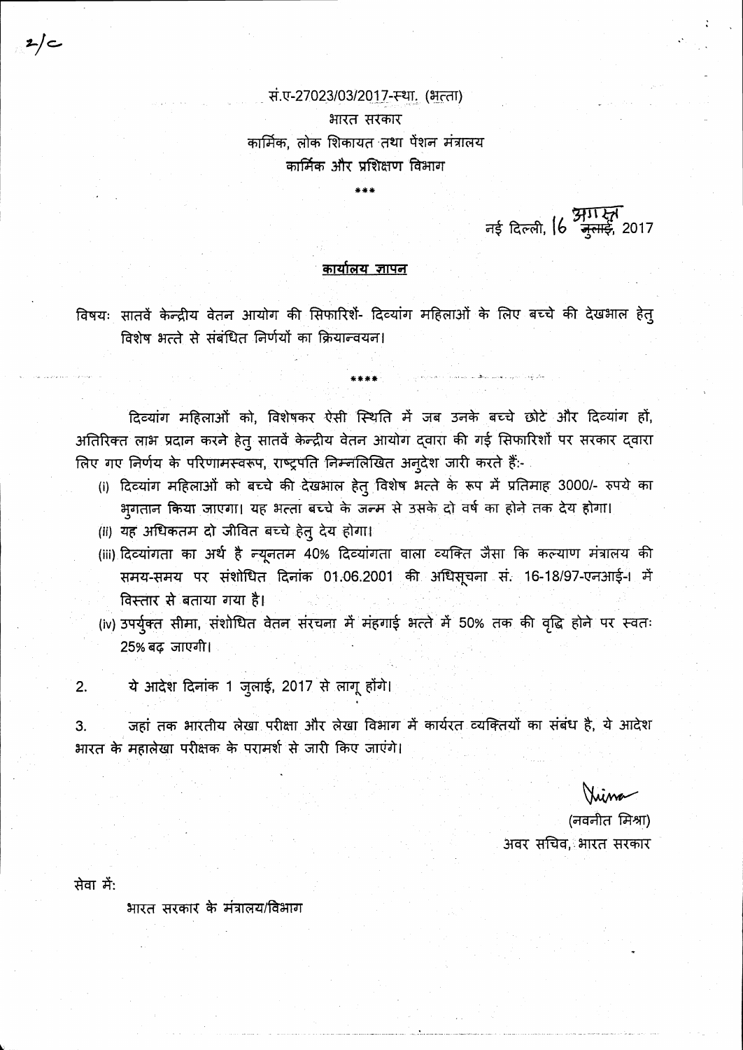2/c

सं.ए-27023/03/2017-स्था. (भत्ता)

भारत सरकार

कार्मिक, लोक शिकायत तथा पेंशन मंत्रालय

**कार्मिक और प्रशिक्षण विभाग**

\*\*\*

नई दिल्ली, 16 ~~जुलाई~~ अगस्त, 2017

**कार्यालय ज्ञापन**

विषयः सातवें केन्द्रीय वेतन आयोग की सिफारिशें- दिव्यांग महिलाओं के लिए बच्चे की देखभाल हेतु विशेष भत्ते से संबंधित निर्णयों का क्रियान्वयन।

\*\*\*\*

दिव्यांग महिलाओं को, विशेषकर ऐसी स्थिति में जब उनके बच्चे छोटे और दिव्यांग हों, अतिरिक्त लाभ प्रदान करने हेतु सातवें केन्द्रीय वेतन आयोग द्वारा की गई सिफारिशों पर सरकार द्वारा लिए गए निर्णय के परिणामस्वरूप, राष्ट्रपति निम्नलिखित अनुदेश जारी करते हैं:-

(i) दिव्यांग महिलाओं को बच्चे की देखभाल हेतु विशेष भत्ते के रूप में प्रतिमाह 3000/- रुपये का भुगतान किया जाएगा। यह भत्ता बच्चे के जन्म से उसके दो वर्ष का होने तक देय होगा।

(ii) यह अधिकतम दो जीवित बच्चे हेतु देय होगा।

(iii) दिव्यांगता का अर्थ है न्यूनतम 40% दिव्यांगता वाला व्यक्ति जैसा कि कल्याण मंत्रालय की समय-समय पर संशोधित दिनांक 01.06.2001 की अधिसूचना सं. 16-18/97-एनआई-। में विस्तार से बताया गया है।

(iv) उपर्युक्त सीमा, संशोधित वेतन संरचना में मंहगाई भत्ते में 50% तक की वृद्धि होने पर स्वतः 25% बढ़ जाएगी।

2. ये आदेश दिनांक 1 जुलाई, 2017 से लागू होंगे।

3. जहां तक भारतीय लेखा परीक्षा और लेखा विभाग में कार्यरत व्यक्तियों का संबंध है, ये आदेश भारत के महालेखा परीक्षक के परामर्श से जारी किए जाएंगे।

(नवनीत मिश्रा)

अवर सचिव, भारत सरकार

सेवा में:

भारत सरकार के मंत्रालय/विभाग